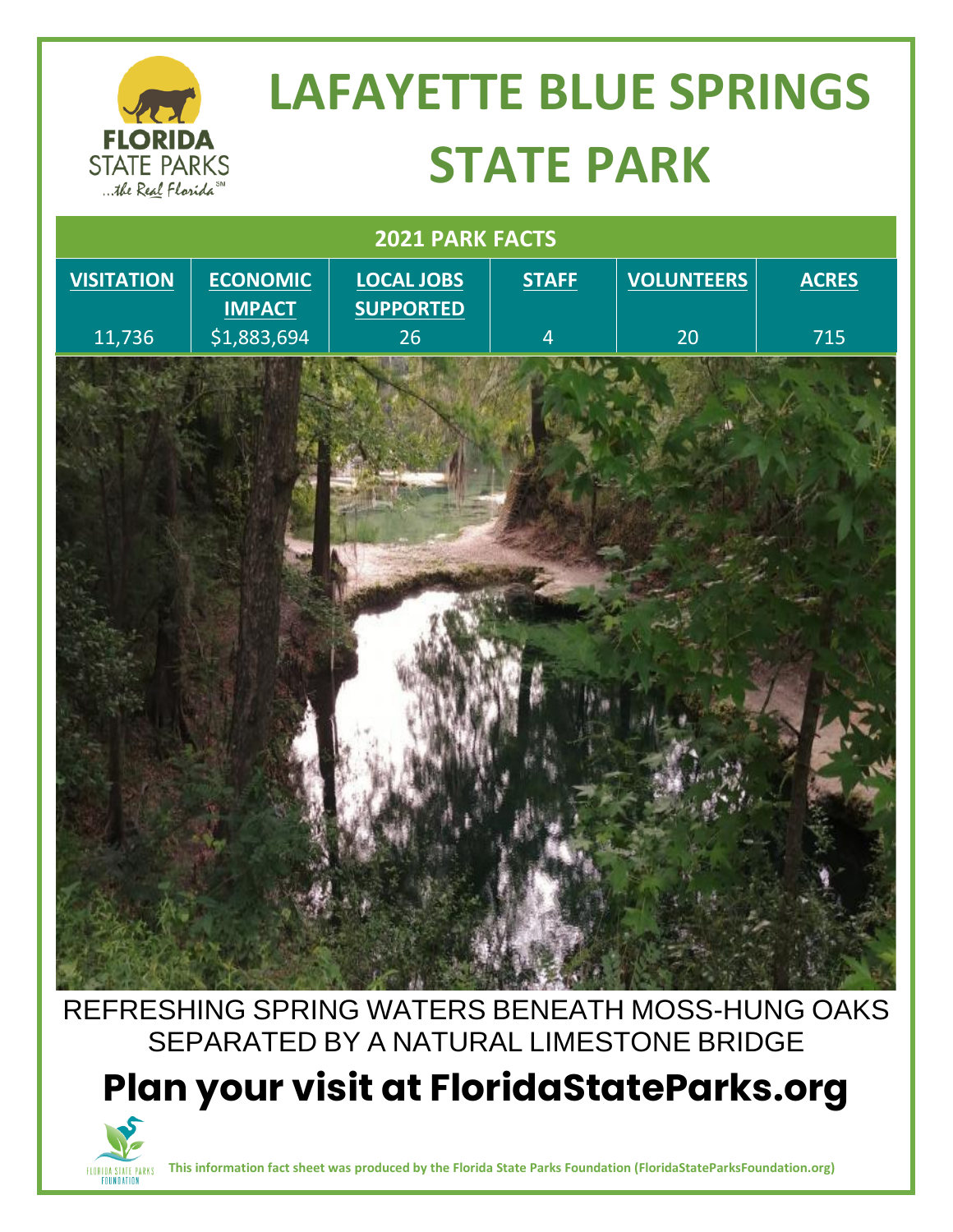# LAFAYETTE BLUE SPRINGS STATE PARK

## 2021 PARK FACTS

| VISITATION | ECONOMIC IMPACT | LOCAL JOBS SUPPORTED | STAFF | VOLUNTEERS | ACRES |
|---|---|---|---|---|---|
| 11,736 | $1,883,694 | 26 | 4 | 20 | 715 |

REFRESHING SPRING WATERS BENEATH MOSS-HUNG OAKS SEPARATED BY A NATURAL LIMESTONE BRIDGE

## Plan your visit at FloridaStateParks.org

**This information fact sheet was produced by the Florida State Parks Foundation (FloridaStateParksFoundation.org)**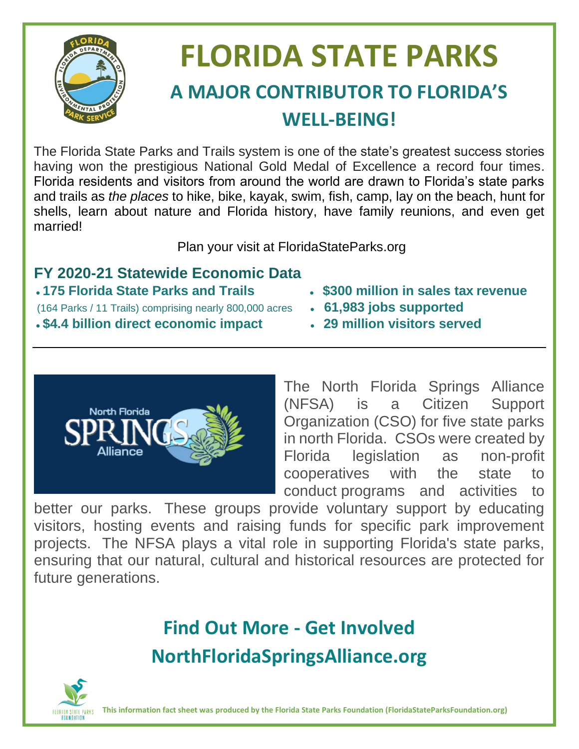# FLORIDA STATE PARKS

## A MAJOR CONTRIBUTOR TO FLORIDA'S WELL-BEING!

The Florida State Parks and Trails system is one of the state's greatest success stories having won the prestigious National Gold Medal of Excellence a record four times. Florida residents and visitors from around the world are drawn to Florida's state parks and trails as *the places* to hike, bike, kayak, swim, fish, camp, lay on the beach, hunt for shells, learn about nature and Florida history, have family reunions, and even get married!

Plan your visit at FloridaStateParks.org

### FY 2020-21 Statewide Economic Data

- **175 Florida State Parks and Trails**
  (164 Parks / 11 Trails) comprising nearly 800,000 acres
- **$4.4 billion direct economic impact**
- **$300 million in sales tax revenue**
- **61,983 jobs supported**
- **29 million visitors served**

---

The North Florida Springs Alliance (NFSA) is a Citizen Support Organization (CSO) for five state parks in north Florida. CSOs were created by Florida legislation as non-profit cooperatives with the state to conduct programs and activities to better our parks. These groups provide voluntary support by educating visitors, hosting events and raising funds for specific park improvement projects. The NFSA plays a vital role in supporting Florida's state parks, ensuring that our natural, cultural and historical resources are protected for future generations.

## Find Out More - Get Involved

## NorthFloridaSpringsAlliance.org

**This information fact sheet was produced by the Florida State Parks Foundation (FloridaStateParksFoundation.org)**